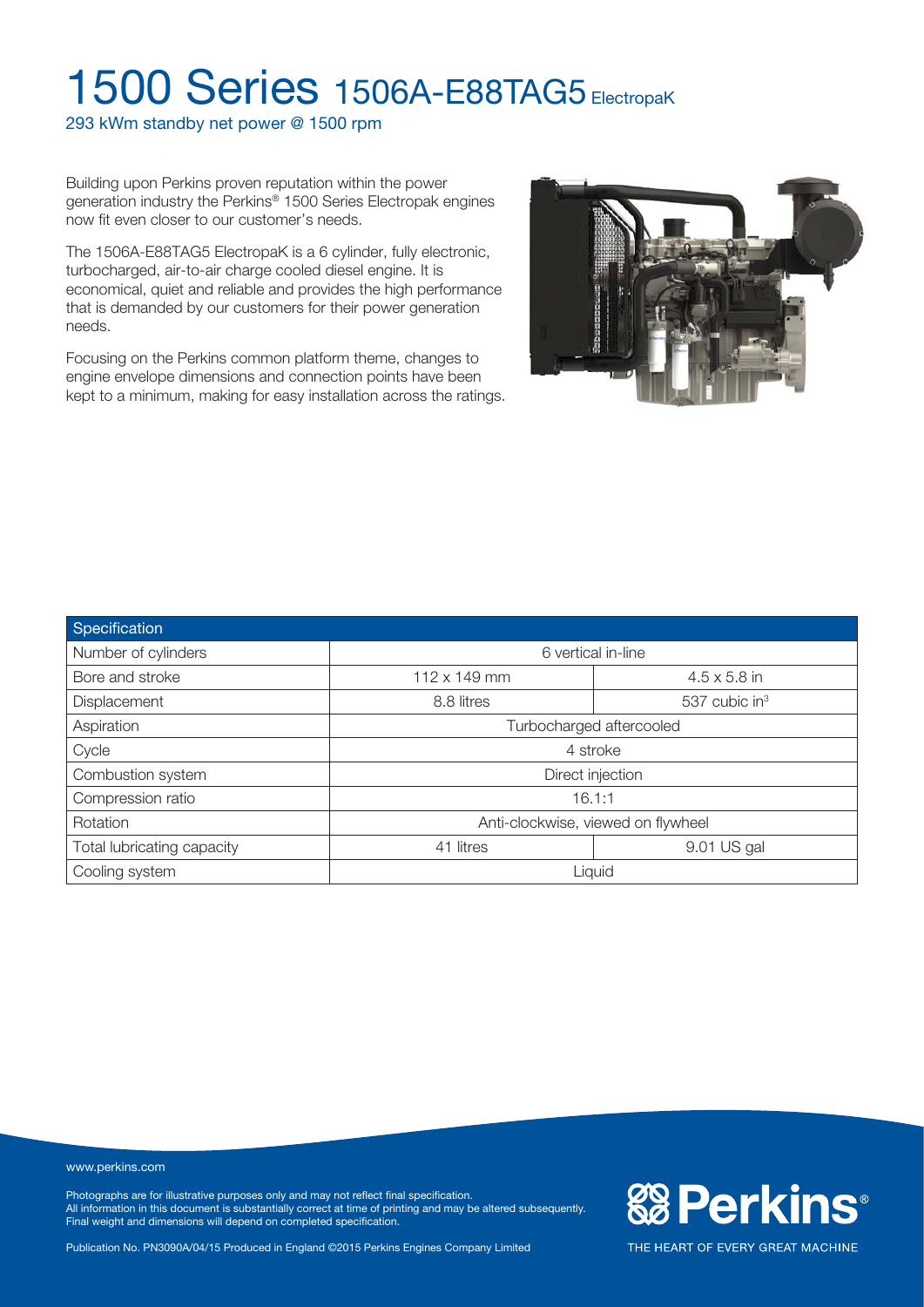# 1500 Series 1506A-E88TAG5 ElectropaK

293 kWm standby net power @ 1500 rpm

Building upon Perkins proven reputation within the power generation industry the Perkins® 1500 Series Electropak engines now fit even closer to our customer's needs.

The 1506A-E88TAG5 ElectropaK is a 6 cylinder, fully electronic, turbocharged, air-to-air charge cooled diesel engine. It is economical, quiet and reliable and provides the high performance that is demanded by our customers for their power generation needs.

Focusing on the Perkins common platform theme, changes to engine envelope dimensions and connection points have been kept to a minimum, making for easy installation across the ratings.

| Specification | | |
|---|---|---|
| Number of cylinders | 6 vertical in-line | |
| Bore and stroke | 112 x 149 mm | 4.5 x 5.8 in |
| Displacement | 8.8 litres | 537 cubic in$^3$ |
| Aspiration | Turbocharged aftercooled | |
| Cycle | 4 stroke | |
| Combustion system | Direct injection | |
| Compression ratio | 16.1:1 | |
| Rotation | Anti-clockwise, viewed on flywheel | |
| Total lubricating capacity | 41 litres | 9.01 US gal |
| Cooling system | Liquid | |

www.perkins.com

Photographs are for illustrative purposes only and may not reflect final specification.
All information in this document is substantially correct at time of printing and may be altered subsequently.
Final weight and dimensions will depend on completed specification.

Publication No. PN3090A/04/15 Produced in England ©2015 Perkins Engines Company Limited

Perkins®

THE HEART OF EVERY GREAT MACHINE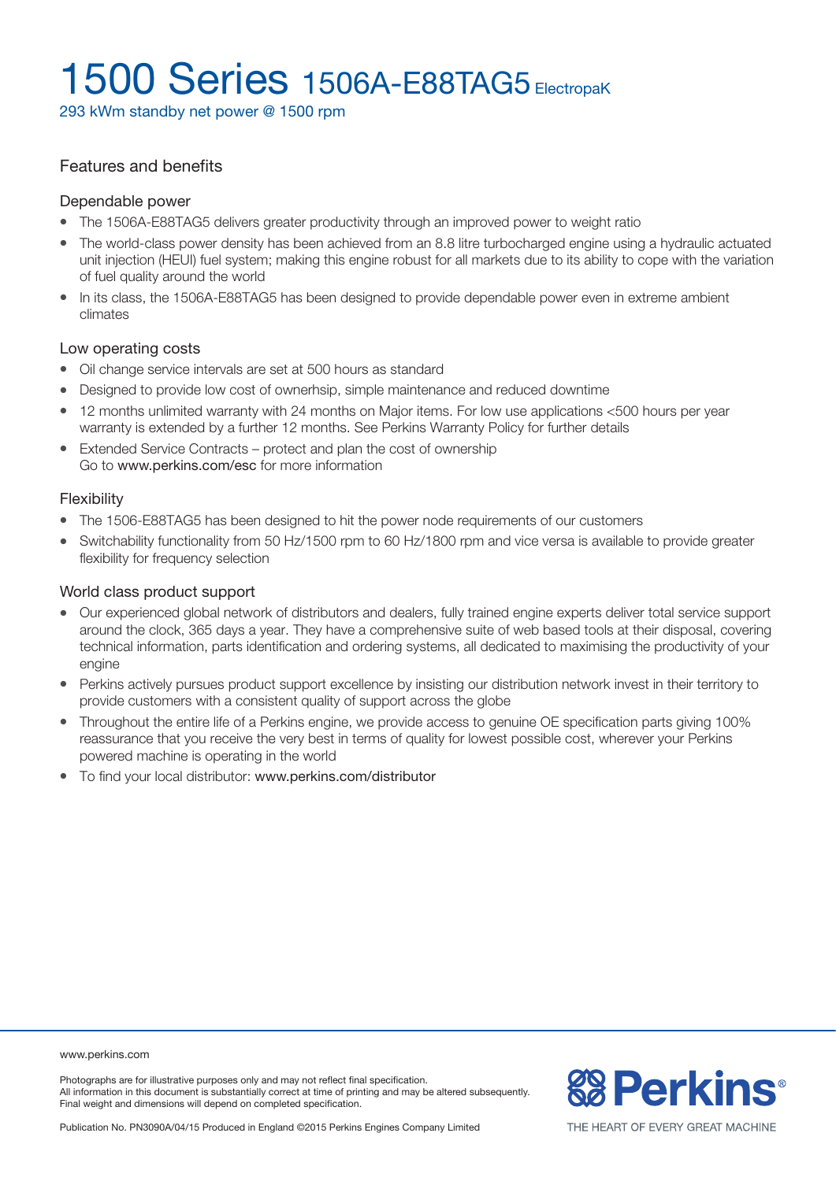# 1500 Series 1506A-E88TAG5 ElectropaK

293 kWm standby net power @ 1500 rpm

## Features and benefits

### Dependable power

- The 1506A-E88TAG5 delivers greater productivity through an improved power to weight ratio
- The world-class power density has been achieved from an 8.8 litre turbocharged engine using a hydraulic actuated unit injection (HEUI) fuel system; making this engine robust for all markets due to its ability to cope with the variation of fuel quality around the world
- In its class, the 1506A-E88TAG5 has been designed to provide dependable power even in extreme ambient climates

### Low operating costs

- Oil change service intervals are set at 500 hours as standard
- Designed to provide low cost of ownerhsip, simple maintenance and reduced downtime
- 12 months unlimited warranty with 24 months on Major items. For low use applications <500 hours per year warranty is extended by a further 12 months. See Perkins Warranty Policy for further details
- Extended Service Contracts – protect and plan the cost of ownership
  Go to www.perkins.com/esc for more information

### Flexibility

- The 1506-E88TAG5 has been designed to hit the power node requirements of our customers
- Switchability functionality from 50 Hz/1500 rpm to 60 Hz/1800 rpm and vice versa is available to provide greater flexibility for frequency selection

### World class product support

- Our experienced global network of distributors and dealers, fully trained engine experts deliver total service support around the clock, 365 days a year. They have a comprehensive suite of web based tools at their disposal, covering technical information, parts identification and ordering systems, all dedicated to maximising the productivity of your engine
- Perkins actively pursues product support excellence by insisting our distribution network invest in their territory to provide customers with a consistent quality of support across the globe
- Throughout the entire life of a Perkins engine, we provide access to genuine OE specification parts giving 100% reassurance that you receive the very best in terms of quality for lowest possible cost, wherever your Perkins powered machine is operating in the world
- To find your local distributor: www.perkins.com/distributor

www.perkins.com

Photographs are for illustrative purposes only and may not reflect final specification.
All information in this document is substantially correct at time of printing and may be altered subsequently.
Final weight and dimensions will depend on completed specification.

Publication No. PN3090A/04/15 Produced in England ©2015 Perkins Engines Company Limited

Perkins®

THE HEART OF EVERY GREAT MACHINE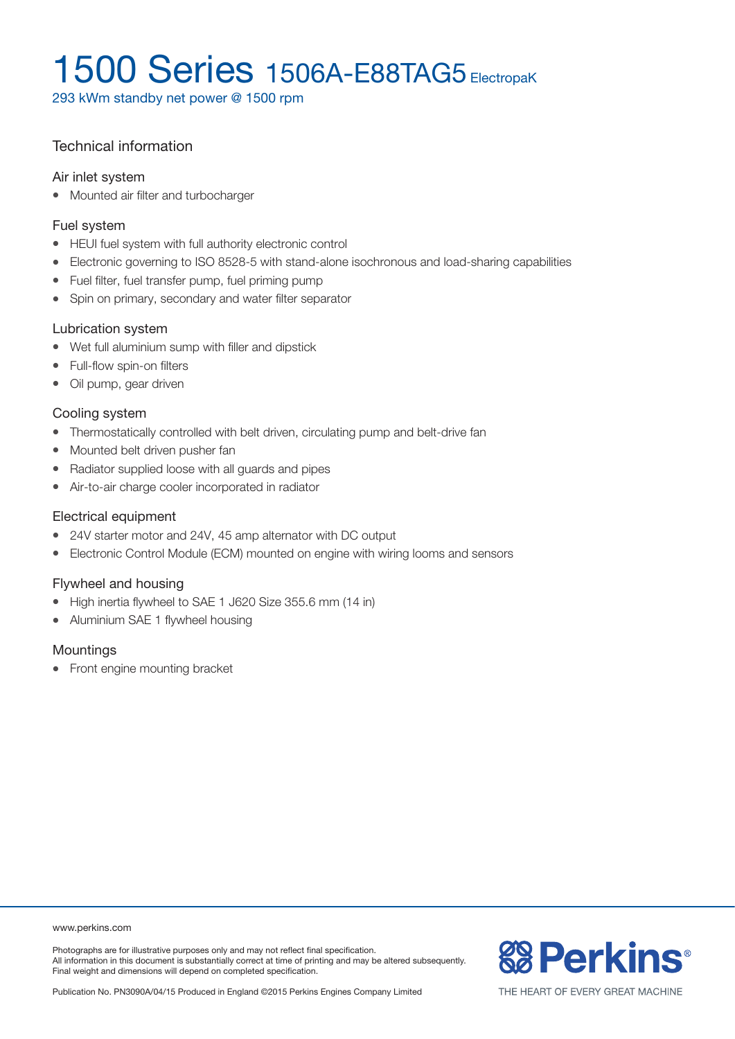# 1500 Series 1506A-E88TAG5 ElectropaK

293 kWm standby net power @ 1500 rpm

## Technical information

### Air inlet system

- Mounted air filter and turbocharger

### Fuel system

- HEUI fuel system with full authority electronic control
- Electronic governing to ISO 8528-5 with stand-alone isochronous and load-sharing capabilities
- Fuel filter, fuel transfer pump, fuel priming pump
- Spin on primary, secondary and water filter separator

### Lubrication system

- Wet full aluminium sump with filler and dipstick
- Full-flow spin-on filters
- Oil pump, gear driven

### Cooling system

- Thermostatically controlled with belt driven, circulating pump and belt-drive fan
- Mounted belt driven pusher fan
- Radiator supplied loose with all guards and pipes
- Air-to-air charge cooler incorporated in radiator

### Electrical equipment

- 24V starter motor and 24V, 45 amp alternator with DC output
- Electronic Control Module (ECM) mounted on engine with wiring looms and sensors

### Flywheel and housing

- High inertia flywheel to SAE 1 J620 Size 355.6 mm (14 in)
- Aluminium SAE 1 flywheel housing

### Mountings

- Front engine mounting bracket

www.perkins.com

Photographs are for illustrative purposes only and may not reflect final specification.
All information in this document is substantially correct at time of printing and may be altered subsequently.
Final weight and dimensions will depend on completed specification.

Publication No. PN3090A/04/15 Produced in England ©2015 Perkins Engines Company Limited

Perkins®

THE HEART OF EVERY GREAT MACHINE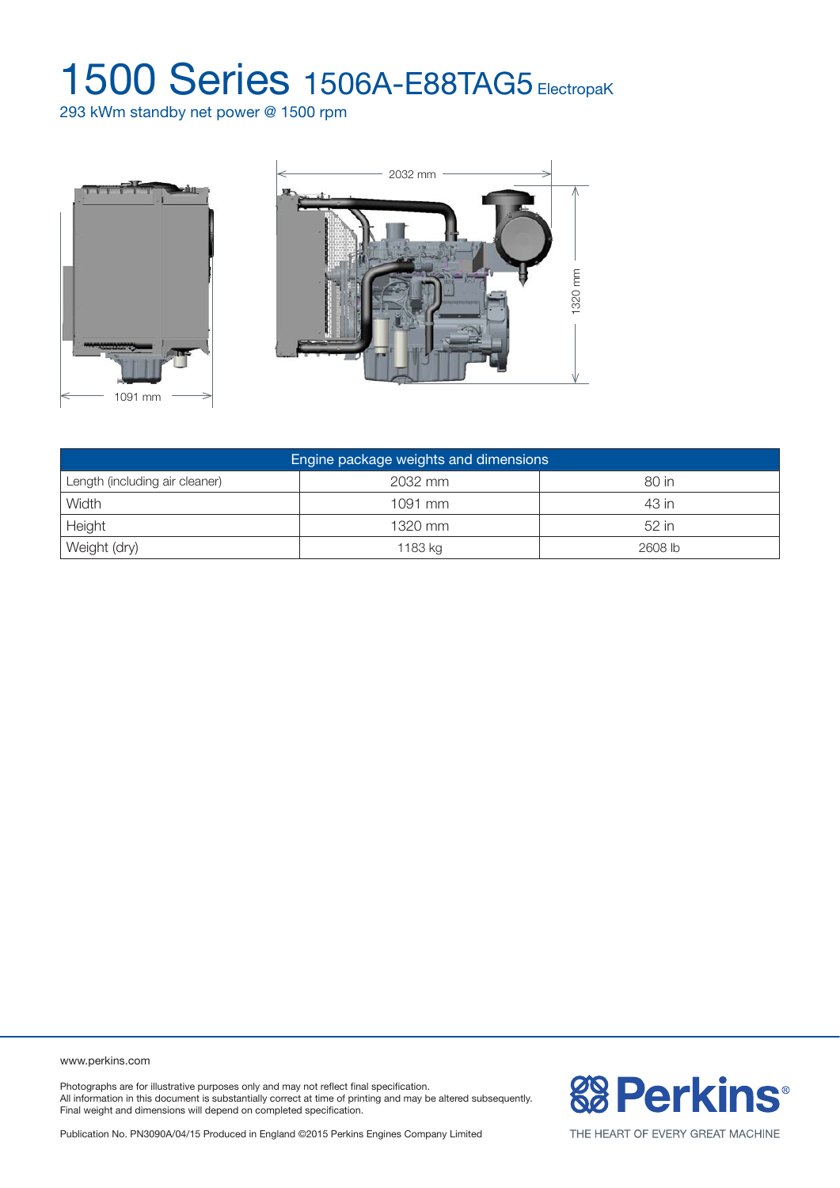# 1500 Series 1506A-E88TAG5 ElectropaK

293 kWm standby net power @ 1500 rpm

| Engine package weights and dimensions | | |
|---|---|---|
| Length (including air cleaner) | 2032 mm | 80 in |
| Width | 1091 mm | 43 in |
| Height | 1320 mm | 52 in |
| Weight (dry) | 1183 kg | 2608 lb |

www.perkins.com

Photographs are for illustrative purposes only and may not reflect final specification.
All information in this document is substantially correct at time of printing and may be altered subsequently.
Final weight and dimensions will depend on completed specification.

Publication No. PN3090A/04/15 Produced in England ©2015 Perkins Engines Company Limited

Perkins®

THE HEART OF EVERY GREAT MACHINE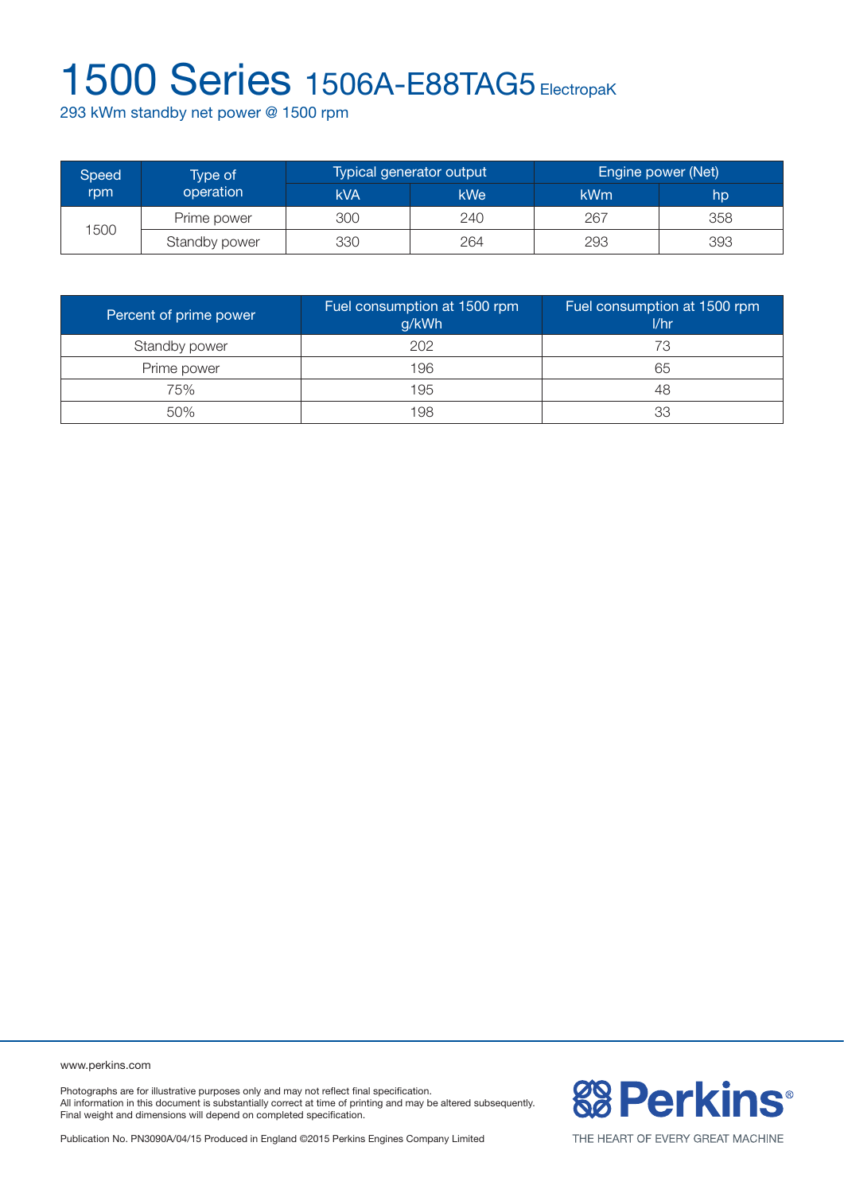# 1500 Series 1506A-E88TAG5 ElectropaK

293 kWm standby net power @ 1500 rpm

| Speed rpm | Type of operation | Typical generator output | | Engine power (Net) | |
|---|---|---|---|---|---|
| | | kVA | kWe | kWm | hp |
| 1500 | Prime power | 300 | 240 | 267 | 358 |
| | Standby power | 330 | 264 | 293 | 393 |

| Percent of prime power | Fuel consumption at 1500 rpm g/kWh | Fuel consumption at 1500 rpm l/hr |
|---|---|---|
| Standby power | 202 | 73 |
| Prime power | 196 | 65 |
| 75% | 195 | 48 |
| 50% | 198 | 33 |

www.perkins.com

Photographs are for illustrative purposes only and may not reflect final specification.
All information in this document is substantially correct at time of printing and may be altered subsequently.
Final weight and dimensions will depend on completed specification.

Publication No. PN3090A/04/15 Produced in England ©2015 Perkins Engines Company Limited

Perkins®

THE HEART OF EVERY GREAT MACHINE